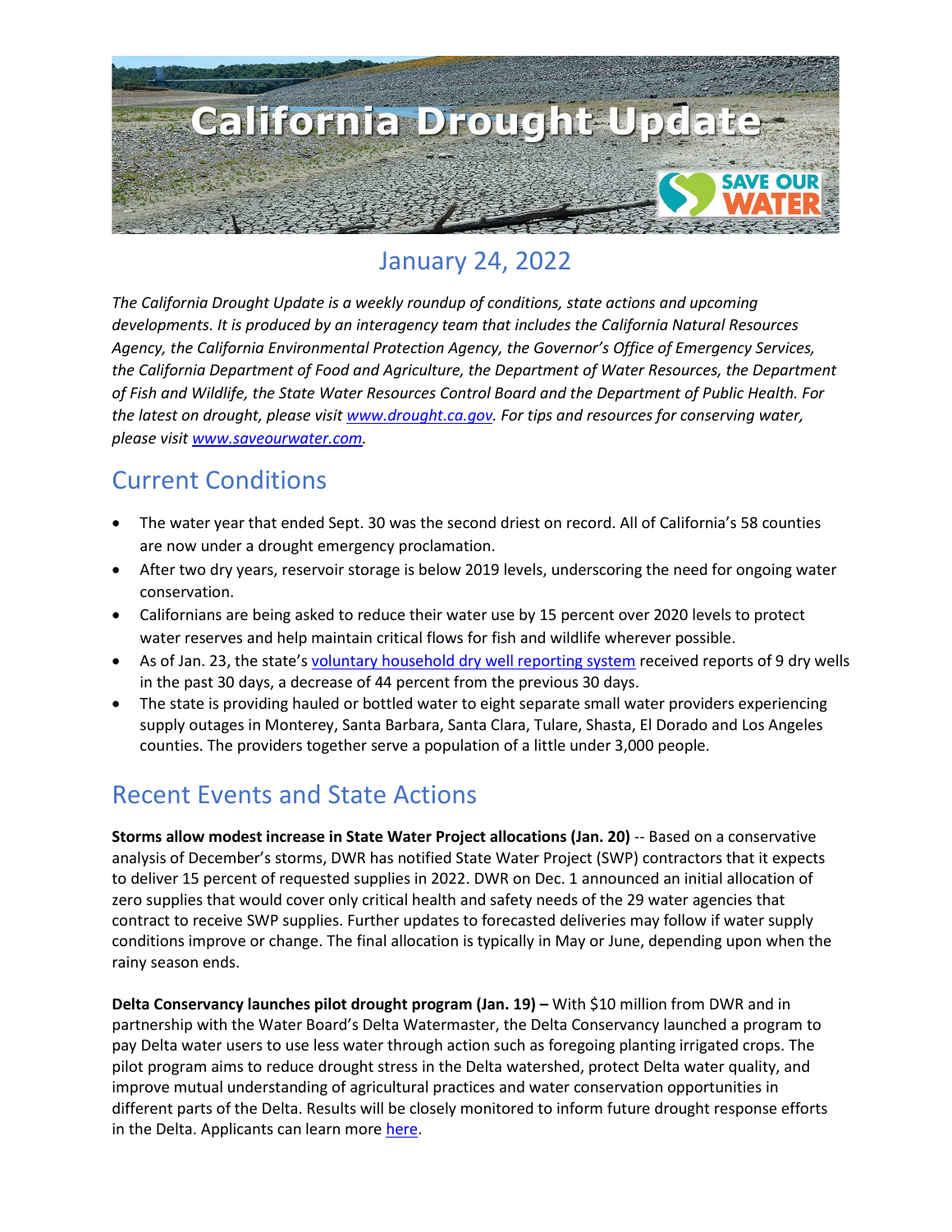# California Drought Update

## January 24, 2022

*The California Drought Update is a weekly roundup of conditions, state actions and upcoming developments. It is produced by an interagency team that includes the California Natural Resources Agency, the California Environmental Protection Agency, the Governor's Office of Emergency Services, the California Department of Food and Agriculture, the Department of Water Resources, the Department of Fish and Wildlife, the State Water Resources Control Board and the Department of Public Health. For the latest on drought, please visit [www.drought.ca.gov](www.drought.ca.gov). For tips and resources for conserving water, please visit [www.saveourwater.com](www.saveourwater.com).*

## Current Conditions

- The water year that ended Sept. 30 was the second driest on record. All of California's 58 counties are now under a drought emergency proclamation.
- After two dry years, reservoir storage is below 2019 levels, underscoring the need for ongoing water conservation.
- Californians are being asked to reduce their water use by 15 percent over 2020 levels to protect water reserves and help maintain critical flows for fish and wildlife wherever possible.
- As of Jan. 23, the state's voluntary household dry well reporting system received reports of 9 dry wells in the past 30 days, a decrease of 44 percent from the previous 30 days.
- The state is providing hauled or bottled water to eight separate small water providers experiencing supply outages in Monterey, Santa Barbara, Santa Clara, Tulare, Shasta, El Dorado and Los Angeles counties. The providers together serve a population of a little under 3,000 people.

## Recent Events and State Actions

**Storms allow modest increase in State Water Project allocations (Jan. 20)** -- Based on a conservative analysis of December's storms, DWR has notified State Water Project (SWP) contractors that it expects to deliver 15 percent of requested supplies in 2022. DWR on Dec. 1 announced an initial allocation of zero supplies that would cover only critical health and safety needs of the 29 water agencies that contract to receive SWP supplies. Further updates to forecasted deliveries may follow if water supply conditions improve or change. The final allocation is typically in May or June, depending upon when the rainy season ends.

**Delta Conservancy launches pilot drought program (Jan. 19) –** With $10 million from DWR and in partnership with the Water Board's Delta Watermaster, the Delta Conservancy launched a program to pay Delta water users to use less water through action such as foregoing planting irrigated crops. The pilot program aims to reduce drought stress in the Delta watershed, protect Delta water quality, and improve mutual understanding of agricultural practices and water conservation opportunities in different parts of the Delta. Results will be closely monitored to inform future drought response efforts in the Delta. Applicants can learn more here.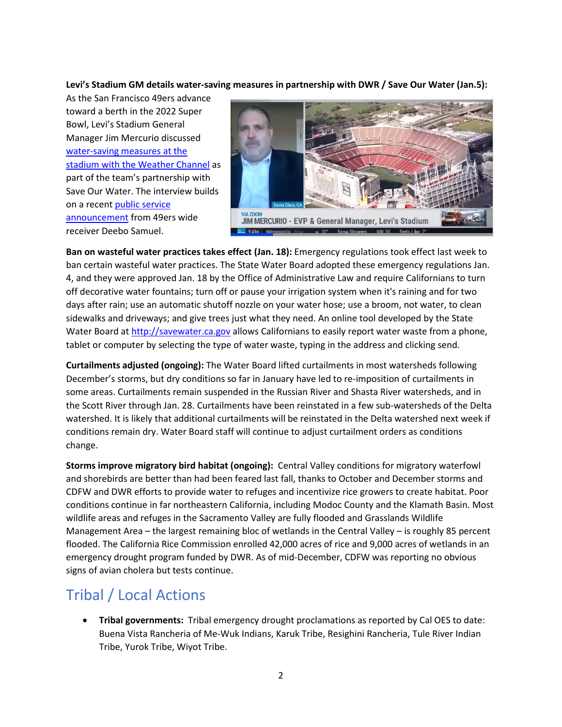**Levi's Stadium GM details water-saving measures in partnership with DWR / Save Our Water (Jan.5):** As the San Francisco 49ers advance toward a berth in the 2022 Super Bowl, Levi's Stadium General Manager Jim Mercurio discussed water-saving measures at the stadium with the Weather Channel as part of the team's partnership with Save Our Water. The interview builds on a recent public service announcement from 49ers wide receiver Deebo Samuel.

**Ban on wasteful water practices takes effect (Jan. 18):** Emergency regulations took effect last week to ban certain wasteful water practices. The State Water Board adopted these emergency regulations Jan. 4, and they were approved Jan. 18 by the Office of Administrative Law and require Californians to turn off decorative water fountains; turn off or pause your irrigation system when it's raining and for two days after rain; use an automatic shutoff nozzle on your water hose; use a broom, not water, to clean sidewalks and driveways; and give trees just what they need. An online tool developed by the State Water Board at http://savewater.ca.gov allows Californians to easily report water waste from a phone, tablet or computer by selecting the type of water waste, typing in the address and clicking send.

**Curtailments adjusted (ongoing):** The Water Board lifted curtailments in most watersheds following December's storms, but dry conditions so far in January have led to re-imposition of curtailments in some areas. Curtailments remain suspended in the Russian River and Shasta River watersheds, and in the Scott River through Jan. 28. Curtailments have been reinstated in a few sub-watersheds of the Delta watershed. It is likely that additional curtailments will be reinstated in the Delta watershed next week if conditions remain dry. Water Board staff will continue to adjust curtailment orders as conditions change.

**Storms improve migratory bird habitat (ongoing):** Central Valley conditions for migratory waterfowl and shorebirds are better than had been feared last fall, thanks to October and December storms and CDFW and DWR efforts to provide water to refuges and incentivize rice growers to create habitat. Poor conditions continue in far northeastern California, including Modoc County and the Klamath Basin. Most wildlife areas and refuges in the Sacramento Valley are fully flooded and Grasslands Wildlife Management Area – the largest remaining bloc of wetlands in the Central Valley – is roughly 85 percent flooded. The California Rice Commission enrolled 42,000 acres of rice and 9,000 acres of wetlands in an emergency drought program funded by DWR. As of mid-December, CDFW was reporting no obvious signs of avian cholera but tests continue.

## Tribal / Local Actions

- **Tribal governments:** Tribal emergency drought proclamations as reported by Cal OES to date: Buena Vista Rancheria of Me-Wuk Indians, Karuk Tribe, Resighini Rancheria, Tule River Indian Tribe, Yurok Tribe, Wiyot Tribe.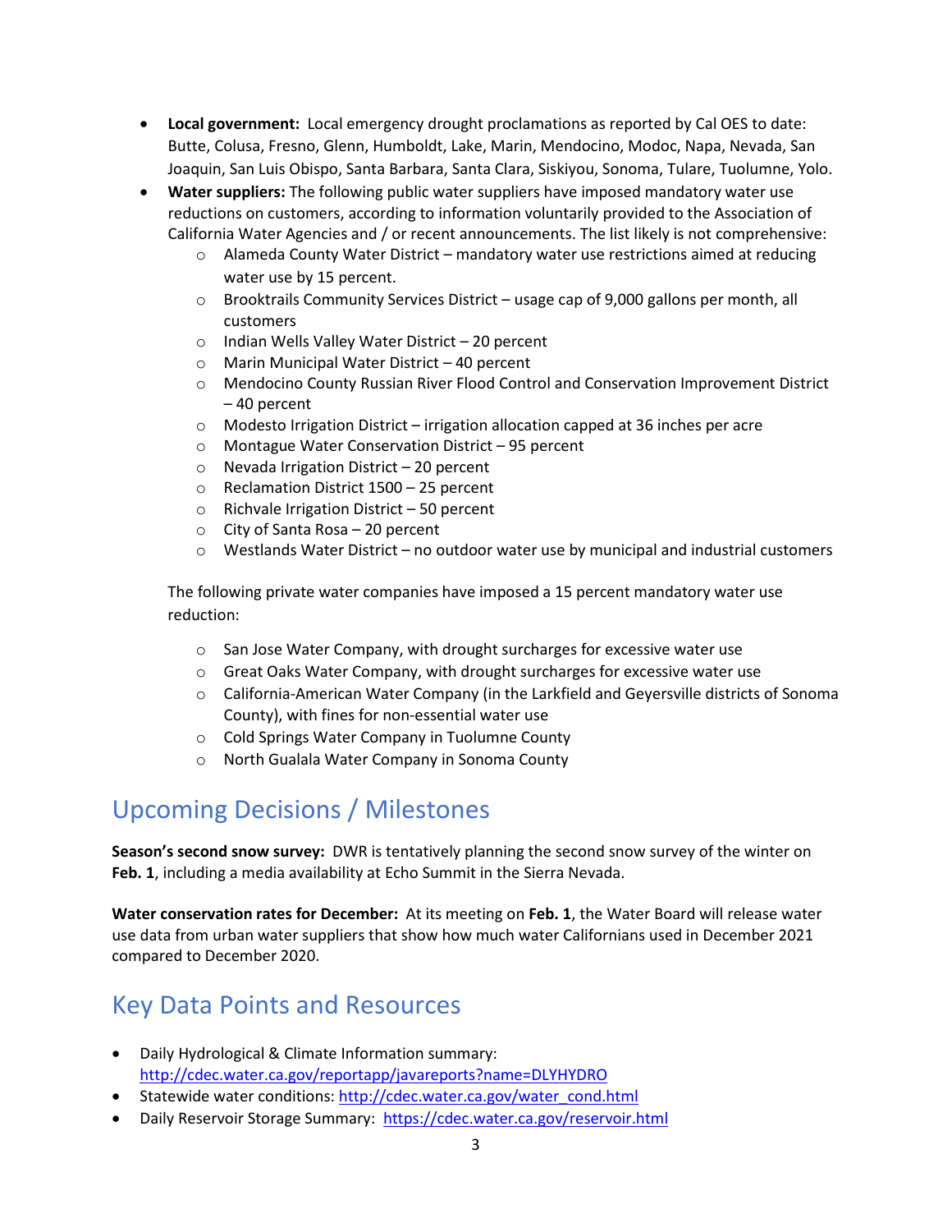- **Local government:** Local emergency drought proclamations as reported by Cal OES to date: Butte, Colusa, Fresno, Glenn, Humboldt, Lake, Marin, Mendocino, Modoc, Napa, Nevada, San Joaquin, San Luis Obispo, Santa Barbara, Santa Clara, Siskiyou, Sonoma, Tulare, Tuolumne, Yolo.
- **Water suppliers:** The following public water suppliers have imposed mandatory water use reductions on customers, according to information voluntarily provided to the Association of California Water Agencies and / or recent announcements. The list likely is not comprehensive:
  - Alameda County Water District – mandatory water use restrictions aimed at reducing water use by 15 percent.
  - Brooktrails Community Services District – usage cap of 9,000 gallons per month, all customers
  - Indian Wells Valley Water District – 20 percent
  - Marin Municipal Water District – 40 percent
  - Mendocino County Russian River Flood Control and Conservation Improvement District – 40 percent
  - Modesto Irrigation District – irrigation allocation capped at 36 inches per acre
  - Montague Water Conservation District – 95 percent
  - Nevada Irrigation District – 20 percent
  - Reclamation District 1500 – 25 percent
  - Richvale Irrigation District – 50 percent
  - City of Santa Rosa – 20 percent
  - Westlands Water District – no outdoor water use by municipal and industrial customers

  The following private water companies have imposed a 15 percent mandatory water use reduction:

  - San Jose Water Company, with drought surcharges for excessive water use
  - Great Oaks Water Company, with drought surcharges for excessive water use
  - California-American Water Company (in the Larkfield and Geyersville districts of Sonoma County), with fines for non-essential water use
  - Cold Springs Water Company in Tuolumne County
  - North Gualala Water Company in Sonoma County

## Upcoming Decisions / Milestones

**Season's second snow survey:** DWR is tentatively planning the second snow survey of the winter on **Feb. 1**, including a media availability at Echo Summit in the Sierra Nevada.

**Water conservation rates for December:** At its meeting on **Feb. 1**, the Water Board will release water use data from urban water suppliers that show how much water Californians used in December 2021 compared to December 2020.

## Key Data Points and Resources

- Daily Hydrological & Climate Information summary: http://cdec.water.ca.gov/reportapp/javareports?name=DLYHYDRO
- Statewide water conditions: http://cdec.water.ca.gov/water_cond.html
- Daily Reservoir Storage Summary: https://cdec.water.ca.gov/reservoir.html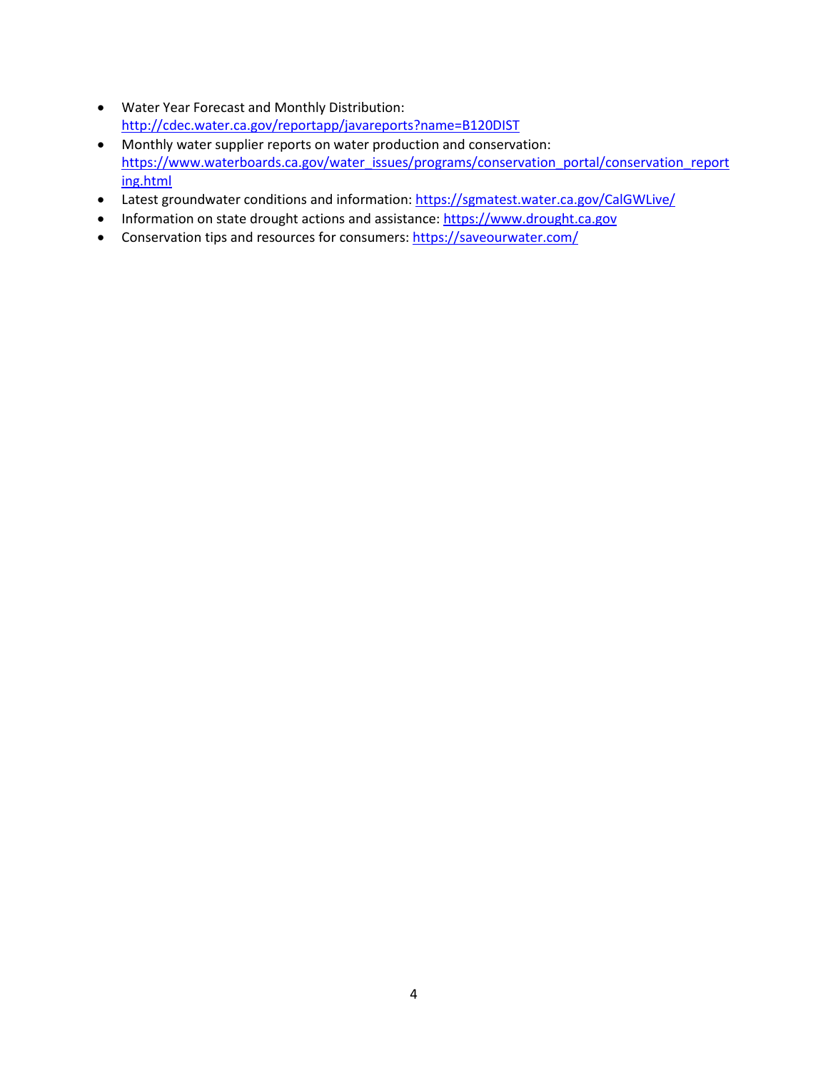- Water Year Forecast and Monthly Distribution: http://cdec.water.ca.gov/reportapp/javareports?name=B120DIST
- Monthly water supplier reports on water production and conservation: https://www.waterboards.ca.gov/water_issues/programs/conservation_portal/conservation_reporting.html
- Latest groundwater conditions and information: https://sgmatest.water.ca.gov/CalGWLive/
- Information on state drought actions and assistance: https://www.drought.ca.gov
- Conservation tips and resources for consumers: https://saveourwater.com/